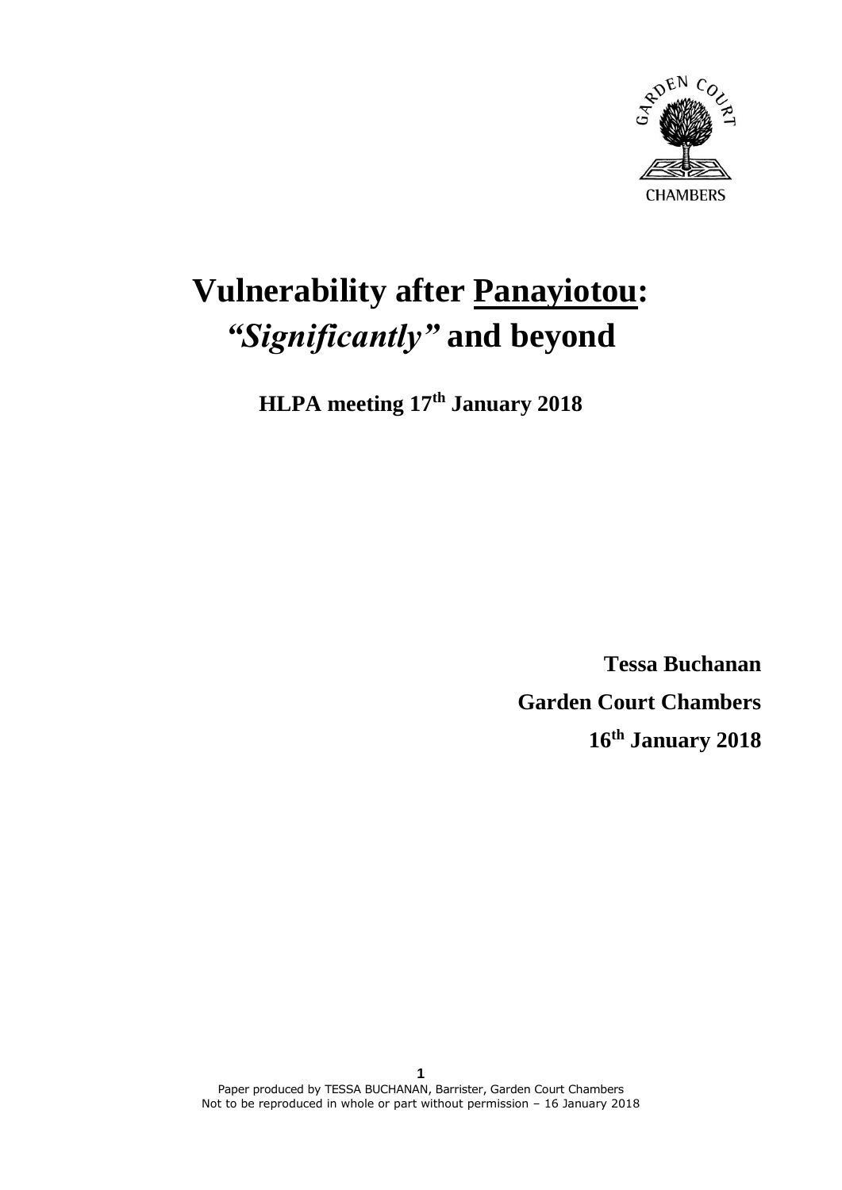# Vulnerability after Panayiotou: *"Significantly"* and beyond

**HLPA meeting 17th January 2018**

**Tessa Buchanan**

**Garden Court Chambers**

**16th January 2018**

Paper produced by TESSA BUCHANAN, Barrister, Garden Court Chambers
Not to be reproduced in whole or part without permission – 16 January 2018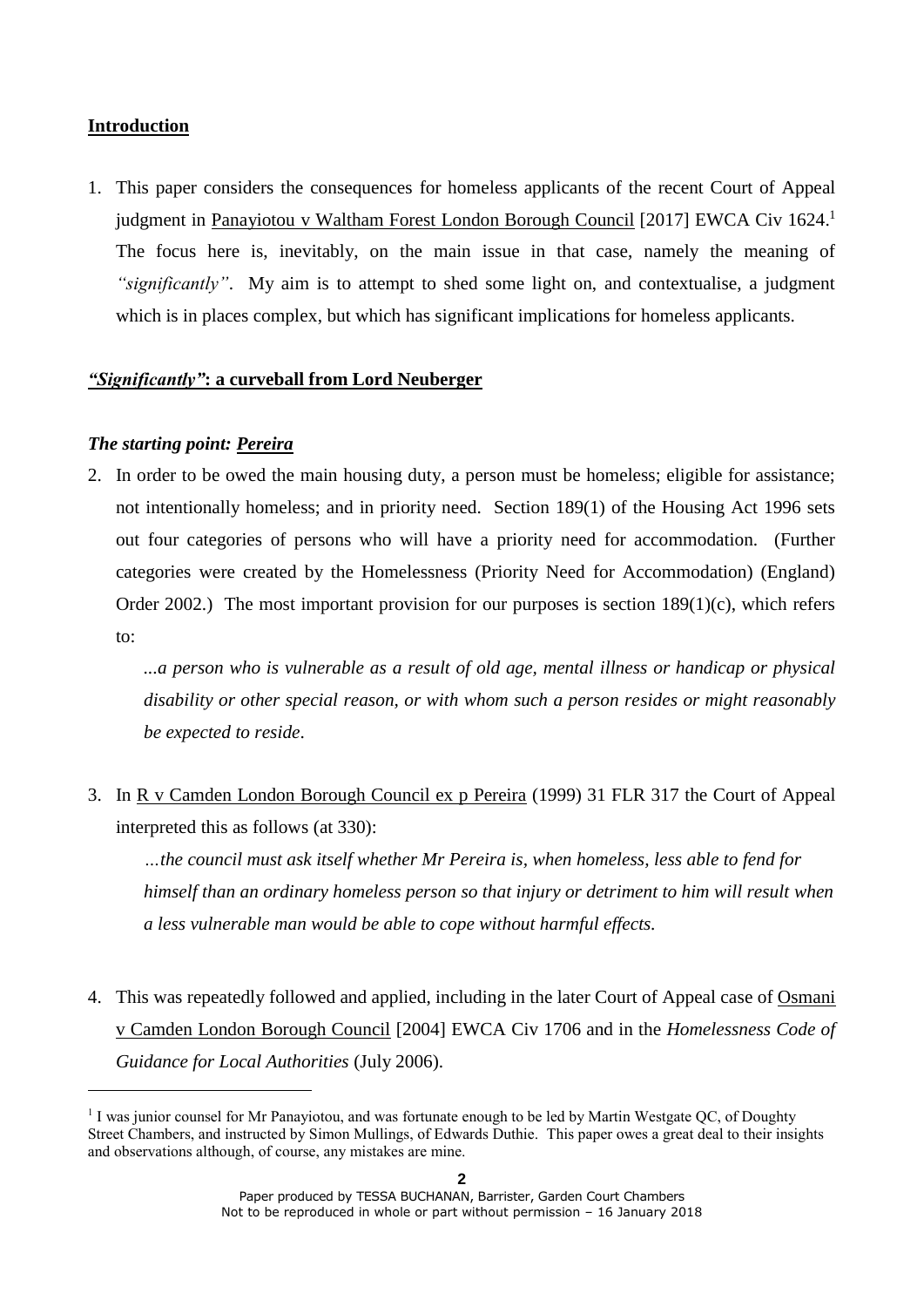## Introduction

1. This paper considers the consequences for homeless applicants of the recent Court of Appeal judgment in Panayiotou v Waltham Forest London Borough Council [2017] EWCA Civ 1624.[1] The focus here is, inevitably, on the main issue in that case, namely the meaning of *"significantly"*. My aim is to attempt to shed some light on, and contextualise, a judgment which is in places complex, but which has significant implications for homeless applicants.

## *"Significantly"*: a curveball from Lord Neuberger

### *The starting point: Pereira*

2. In order to be owed the main housing duty, a person must be homeless; eligible for assistance; not intentionally homeless; and in priority need. Section 189(1) of the Housing Act 1996 sets out four categories of persons who will have a priority need for accommodation. (Further categories were created by the Homelessness (Priority Need for Accommodation) (England) Order 2002.) The most important provision for our purposes is section 189(1)(c), which refers to:

   *...a person who is vulnerable as a result of old age, mental illness or handicap or physical disability or other special reason, or with whom such a person resides or might reasonably be expected to reside.*

3. In R v Camden London Borough Council ex p Pereira (1999) 31 FLR 317 the Court of Appeal interpreted this as follows (at 330):

   *…the council must ask itself whether Mr Pereira is, when homeless, less able to fend for himself than an ordinary homeless person so that injury or detriment to him will result when a less vulnerable man would be able to cope without harmful effects.*

4. This was repeatedly followed and applied, including in the later Court of Appeal case of Osmani v Camden London Borough Council [2004] EWCA Civ 1706 and in the *Homelessness Code of Guidance for Local Authorities* (July 2006).

---

[1] I was junior counsel for Mr Panayiotou, and was fortunate enough to be led by Martin Westgate QC, of Doughty Street Chambers, and instructed by Simon Mullings, of Edwards Duthie. This paper owes a great deal to their insights and observations although, of course, any mistakes are mine.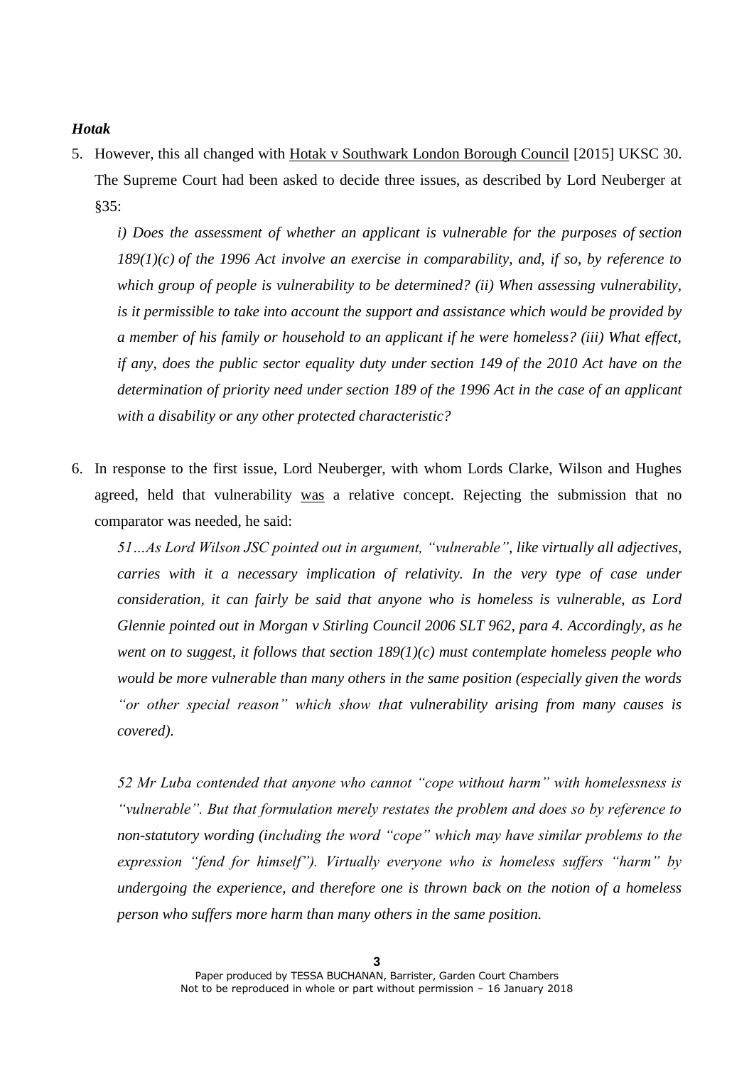### *Hotak*

5. However, this all changed with Hotak v Southwark London Borough Council [2015] UKSC 30. The Supreme Court had been asked to decide three issues, as described by Lord Neuberger at §35:

   *i) Does the assessment of whether an applicant is vulnerable for the purposes of section 189(1)(c) of the 1996 Act involve an exercise in comparability, and, if so, by reference to which group of people is vulnerability to be determined? (ii) When assessing vulnerability, is it permissible to take into account the support and assistance which would be provided by a member of his family or household to an applicant if he were homeless? (iii) What effect, if any, does the public sector equality duty under section 149 of the 2010 Act have on the determination of priority need under section 189 of the 1996 Act in the case of an applicant with a disability or any other protected characteristic?*

6. In response to the first issue, Lord Neuberger, with whom Lords Clarke, Wilson and Hughes agreed, held that vulnerability was a relative concept. Rejecting the submission that no comparator was needed, he said:

   *51…As Lord Wilson JSC pointed out in argument, "vulnerable", like virtually all adjectives, carries with it a necessary implication of relativity. In the very type of case under consideration, it can fairly be said that anyone who is homeless is vulnerable, as Lord Glennie pointed out in Morgan v Stirling Council 2006 SLT 962, para 4. Accordingly, as he went on to suggest, it follows that section 189(1)(c) must contemplate homeless people who would be more vulnerable than many others in the same position (especially given the words "or other special reason" which show that vulnerability arising from many causes is covered).*

   *52 Mr Luba contended that anyone who cannot "cope without harm" with homelessness is "vulnerable". But that formulation merely restates the problem and does so by reference to non-statutory wording (including the word "cope" which may have similar problems to the expression "fend for himself"). Virtually everyone who is homeless suffers "harm" by undergoing the experience, and therefore one is thrown back on the notion of a homeless person who suffers more harm than many others in the same position.*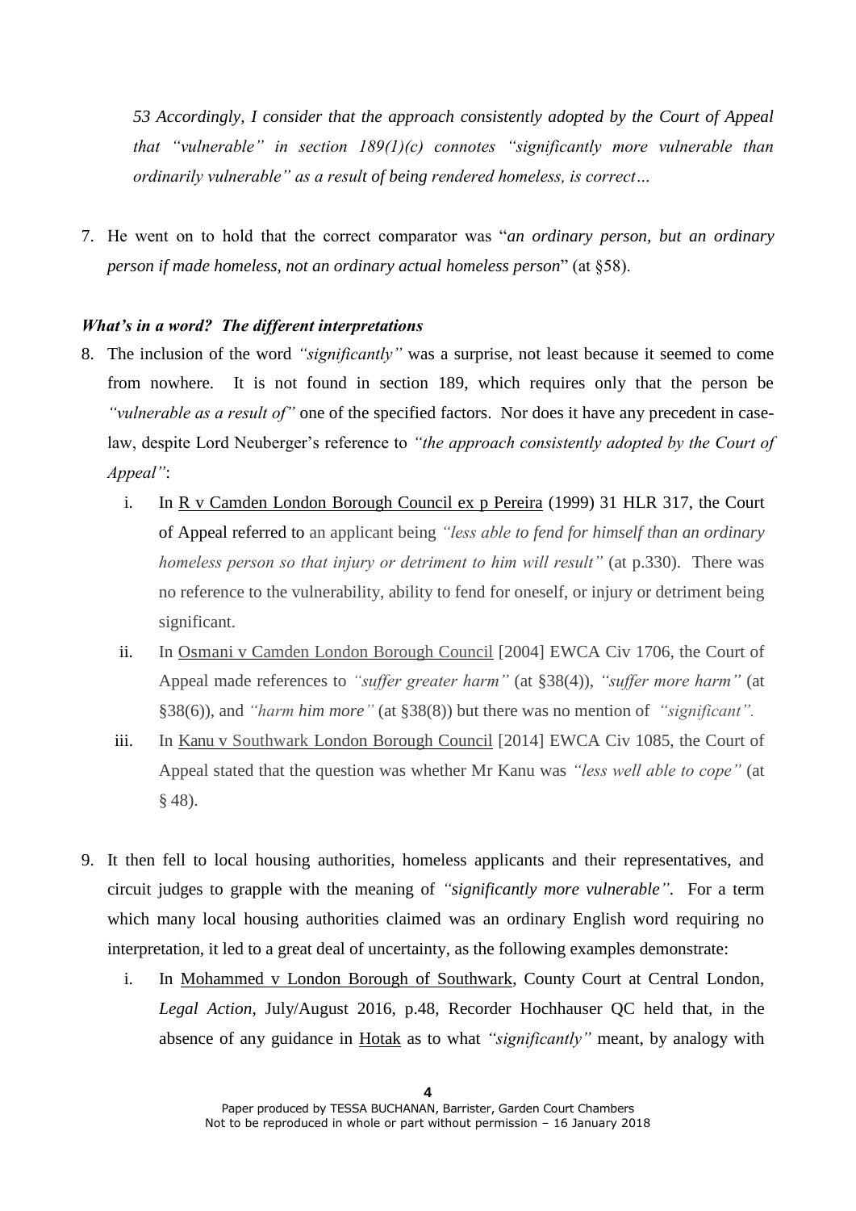*53 Accordingly, I consider that the approach consistently adopted by the Court of Appeal that "vulnerable" in section 189(1)(c) connotes "significantly more vulnerable than ordinarily vulnerable" as a result of being rendered homeless, is correct…*

7. He went on to hold that the correct comparator was "*an ordinary person, but an ordinary person if made homeless, not an ordinary actual homeless person*" (at §58).

### *What's in a word? The different interpretations*

8. The inclusion of the word *"significantly"* was a surprise, not least because it seemed to come from nowhere. It is not found in section 189, which requires only that the person be *"vulnerable as a result of"* one of the specified factors. Nor does it have any precedent in case-law, despite Lord Neuberger's reference to *"the approach consistently adopted by the Court of Appeal"*:

   i. In R v Camden London Borough Council ex p Pereira (1999) 31 HLR 317, the Court of Appeal referred to an applicant being *"less able to fend for himself than an ordinary homeless person so that injury or detriment to him will result"* (at p.330). There was no reference to the vulnerability, ability to fend for oneself, or injury or detriment being significant.

   ii. In Osmani v Camden London Borough Council [2004] EWCA Civ 1706, the Court of Appeal made references to *"suffer greater harm"* (at §38(4)), *"suffer more harm"* (at §38(6)), and *"harm him more"* (at §38(8)) but there was no mention of *"significant".*

   iii. In Kanu v Southwark London Borough Council [2014] EWCA Civ 1085, the Court of Appeal stated that the question was whether Mr Kanu was *"less well able to cope"* (at § 48).

9. It then fell to local housing authorities, homeless applicants and their representatives, and circuit judges to grapple with the meaning of *"significantly more vulnerable"*. For a term which many local housing authorities claimed was an ordinary English word requiring no interpretation, it led to a great deal of uncertainty, as the following examples demonstrate:

   i. In Mohammed v London Borough of Southwark, County Court at Central London, *Legal Action*, July/August 2016, p.48, Recorder Hochhauser QC held that, in the absence of any guidance in Hotak as to what *"significantly"* meant, by analogy with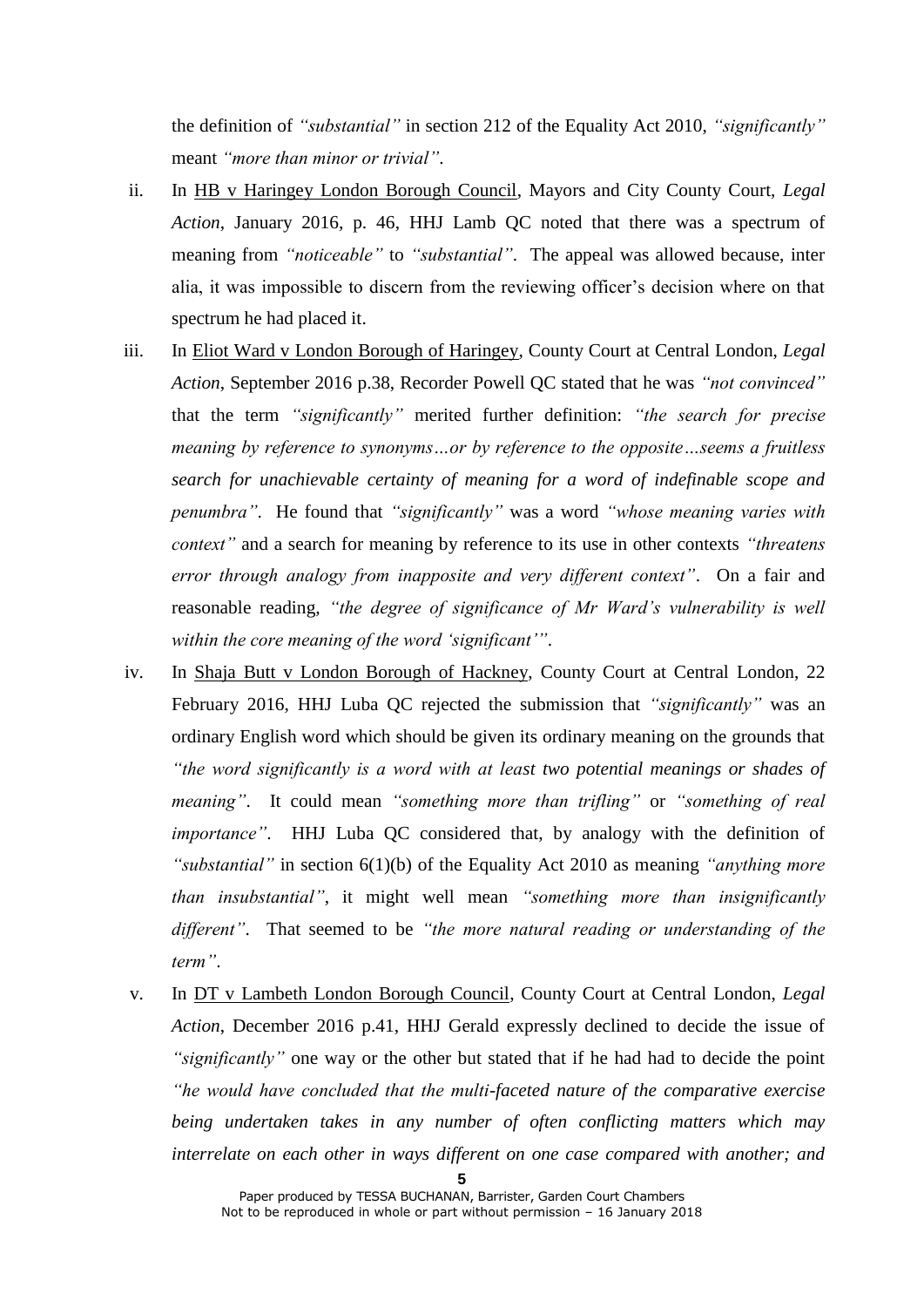the definition of *"substantial"* in section 212 of the Equality Act 2010, *"significantly"* meant *"more than minor or trivial"*.

ii. In HB v Haringey London Borough Council, Mayors and City County Court, *Legal Action*, January 2016, p. 46, HHJ Lamb QC noted that there was a spectrum of meaning from *"noticeable"* to *"substantial"*. The appeal was allowed because, inter alia, it was impossible to discern from the reviewing officer's decision where on that spectrum he had placed it.

iii. In Eliot Ward v London Borough of Haringey, County Court at Central London, *Legal Action*, September 2016 p.38, Recorder Powell QC stated that he was *"not convinced"* that the term *"significantly"* merited further definition: *"the search for precise meaning by reference to synonyms…or by reference to the opposite…seems a fruitless search for unachievable certainty of meaning for a word of indefinable scope and penumbra"*. He found that *"significantly"* was a word *"whose meaning varies with context"* and a search for meaning by reference to its use in other contexts *"threatens error through analogy from inapposite and very different context"*. On a fair and reasonable reading, *"the degree of significance of Mr Ward's vulnerability is well within the core meaning of the word 'significant'"*.

iv. In Shaja Butt v London Borough of Hackney, County Court at Central London, 22 February 2016, HHJ Luba QC rejected the submission that *"significantly"* was an ordinary English word which should be given its ordinary meaning on the grounds that *"the word significantly is a word with at least two potential meanings or shades of meaning"*. It could mean *"something more than trifling"* or *"something of real importance"*. HHJ Luba QC considered that, by analogy with the definition of *"substantial"* in section 6(1)(b) of the Equality Act 2010 as meaning *"anything more than insubstantial"*, it might well mean *"something more than insignificantly different"*. That seemed to be *"the more natural reading or understanding of the term"*.

v. In DT v Lambeth London Borough Council, County Court at Central London, *Legal Action*, December 2016 p.41, HHJ Gerald expressly declined to decide the issue of *"significantly"* one way or the other but stated that if he had had to decide the point *"he would have concluded that the multi-faceted nature of the comparative exercise being undertaken takes in any number of often conflicting matters which may interrelate on each other in ways different on one case compared with another; and*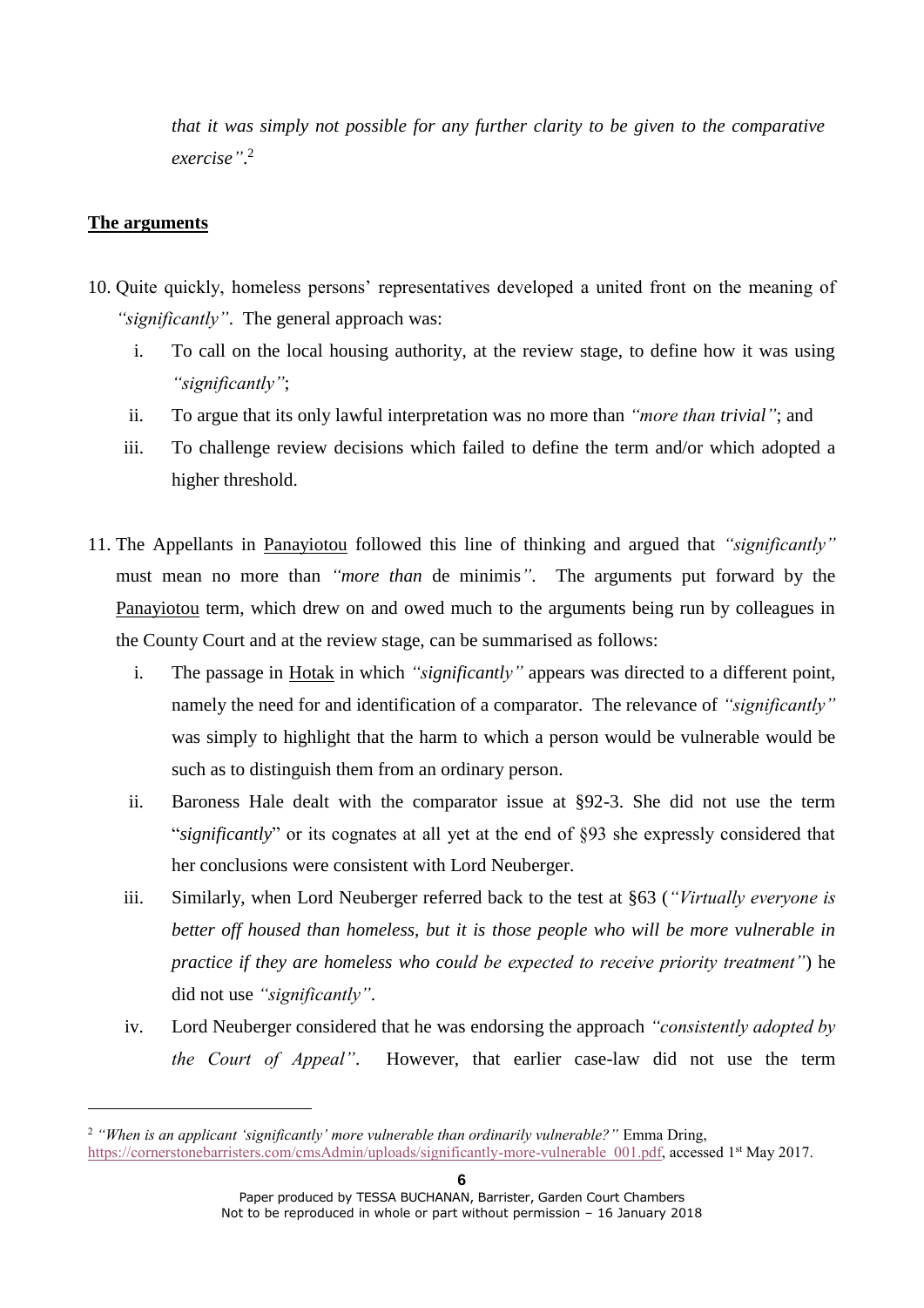*that it was simply not possible for any further clarity to be given to the comparative exercise"*.[2]

## The arguments

10. Quite quickly, homeless persons' representatives developed a united front on the meaning of *"significantly"*. The general approach was:

    i. To call on the local housing authority, at the review stage, to define how it was using *"significantly"*;

    ii. To argue that its only lawful interpretation was no more than *"more than trivial"*; and

    iii. To challenge review decisions which failed to define the term and/or which adopted a higher threshold.

11. The Appellants in Panayiotou followed this line of thinking and argued that *"significantly"* must mean no more than *"more than* de minimis*"*. The arguments put forward by the Panayiotou term, which drew on and owed much to the arguments being run by colleagues in the County Court and at the review stage, can be summarised as follows:

    i. The passage in Hotak in which *"significantly"* appears was directed to a different point, namely the need for and identification of a comparator. The relevance of *"significantly"* was simply to highlight that the harm to which a person would be vulnerable would be such as to distinguish them from an ordinary person.

    ii. Baroness Hale dealt with the comparator issue at §92-3. She did not use the term "*significantly*" or its cognates at all yet at the end of §93 she expressly considered that her conclusions were consistent with Lord Neuberger.

    iii. Similarly, when Lord Neuberger referred back to the test at §63 (*"Virtually everyone is better off housed than homeless, but it is those people who will be more vulnerable in practice if they are homeless who could be expected to receive priority treatment"*) he did not use *"significantly"*.

    iv. Lord Neuberger considered that he was endorsing the approach *"consistently adopted by the Court of Appeal"*. However, that earlier case-law did not use the term

---

[2] *"When is an applicant 'significantly' more vulnerable than ordinarily vulnerable?"* Emma Dring, https://cornerstonebarristers.com/cmsAdmin/uploads/significantly-more-vulnerable_001.pdf, accessed 1st May 2017.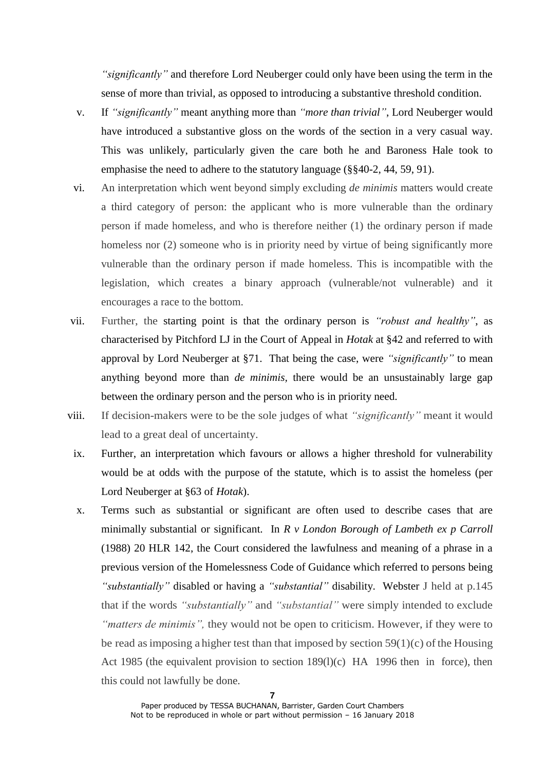*"significantly"* and therefore Lord Neuberger could only have been using the term in the sense of more than trivial, as opposed to introducing a substantive threshold condition.

v. If *"significantly"* meant anything more than *"more than trivial"*, Lord Neuberger would have introduced a substantive gloss on the words of the section in a very casual way. This was unlikely, particularly given the care both he and Baroness Hale took to emphasise the need to adhere to the statutory language (§§40-2, 44, 59, 91).

vi. An interpretation which went beyond simply excluding *de minimis* matters would create a third category of person: the applicant who is more vulnerable than the ordinary person if made homeless, and who is therefore neither (1) the ordinary person if made homeless nor (2) someone who is in priority need by virtue of being significantly more vulnerable than the ordinary person if made homeless. This is incompatible with the legislation, which creates a binary approach (vulnerable/not vulnerable) and it encourages a race to the bottom.

vii. Further, the starting point is that the ordinary person is *"robust and healthy"*, as characterised by Pitchford LJ in the Court of Appeal in *Hotak* at §42 and referred to with approval by Lord Neuberger at §71. That being the case, were *"significantly"* to mean anything beyond more than *de minimis*, there would be an unsustainably large gap between the ordinary person and the person who is in priority need.

viii. If decision-makers were to be the sole judges of what *"significantly"* meant it would lead to a great deal of uncertainty.

ix. Further, an interpretation which favours or allows a higher threshold for vulnerability would be at odds with the purpose of the statute, which is to assist the homeless (per Lord Neuberger at §63 of *Hotak*).

x. Terms such as substantial or significant are often used to describe cases that are minimally substantial or significant. In *R v London Borough of Lambeth ex p Carroll* (1988) 20 HLR 142, the Court considered the lawfulness and meaning of a phrase in a previous version of the Homelessness Code of Guidance which referred to persons being *"substantially"* disabled or having a *"substantial"* disability. Webster J held at p.145 that if the words *"substantially"* and *"substantial"* were simply intended to exclude *"matters de minimis",* they would not be open to criticism. However, if they were to be read as imposing a higher test than that imposed by section 59(1)(c) of the Housing Act 1985 (the equivalent provision to section 189(l)(c) HA 1996 then in force), then this could not lawfully be done.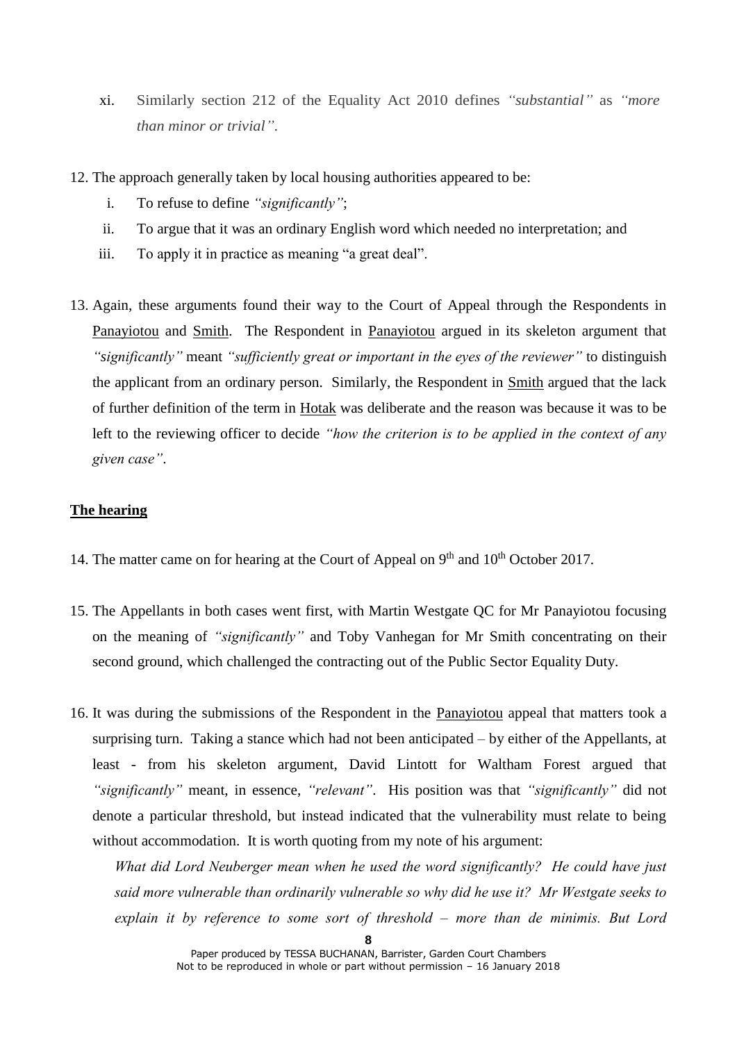xi. Similarly section 212 of the Equality Act 2010 defines *"substantial"* as *"more than minor or trivial"*.

12. The approach generally taken by local housing authorities appeared to be:
    i. To refuse to define *"significantly"*;
    ii. To argue that it was an ordinary English word which needed no interpretation; and
    iii. To apply it in practice as meaning "a great deal".

13. Again, these arguments found their way to the Court of Appeal through the Respondents in Panayiotou and Smith. The Respondent in Panayiotou argued in its skeleton argument that *"significantly"* meant *"sufficiently great or important in the eyes of the reviewer"* to distinguish the applicant from an ordinary person. Similarly, the Respondent in Smith argued that the lack of further definition of the term in Hotak was deliberate and the reason was because it was to be left to the reviewing officer to decide *"how the criterion is to be applied in the context of any given case"*.

## The hearing

14. The matter came on for hearing at the Court of Appeal on 9th and 10th October 2017.

15. The Appellants in both cases went first, with Martin Westgate QC for Mr Panayiotou focusing on the meaning of *"significantly"* and Toby Vanhegan for Mr Smith concentrating on their second ground, which challenged the contracting out of the Public Sector Equality Duty.

16. It was during the submissions of the Respondent in the Panayiotou appeal that matters took a surprising turn. Taking a stance which had not been anticipated – by either of the Appellants, at least - from his skeleton argument, David Lintott for Waltham Forest argued that *"significantly"* meant, in essence, *"relevant"*. His position was that *"significantly"* did not denote a particular threshold, but instead indicated that the vulnerability must relate to being without accommodation. It is worth quoting from my note of his argument:

    *What did Lord Neuberger mean when he used the word significantly? He could have just said more vulnerable than ordinarily vulnerable so why did he use it? Mr Westgate seeks to explain it by reference to some sort of threshold – more than de minimis. But Lord*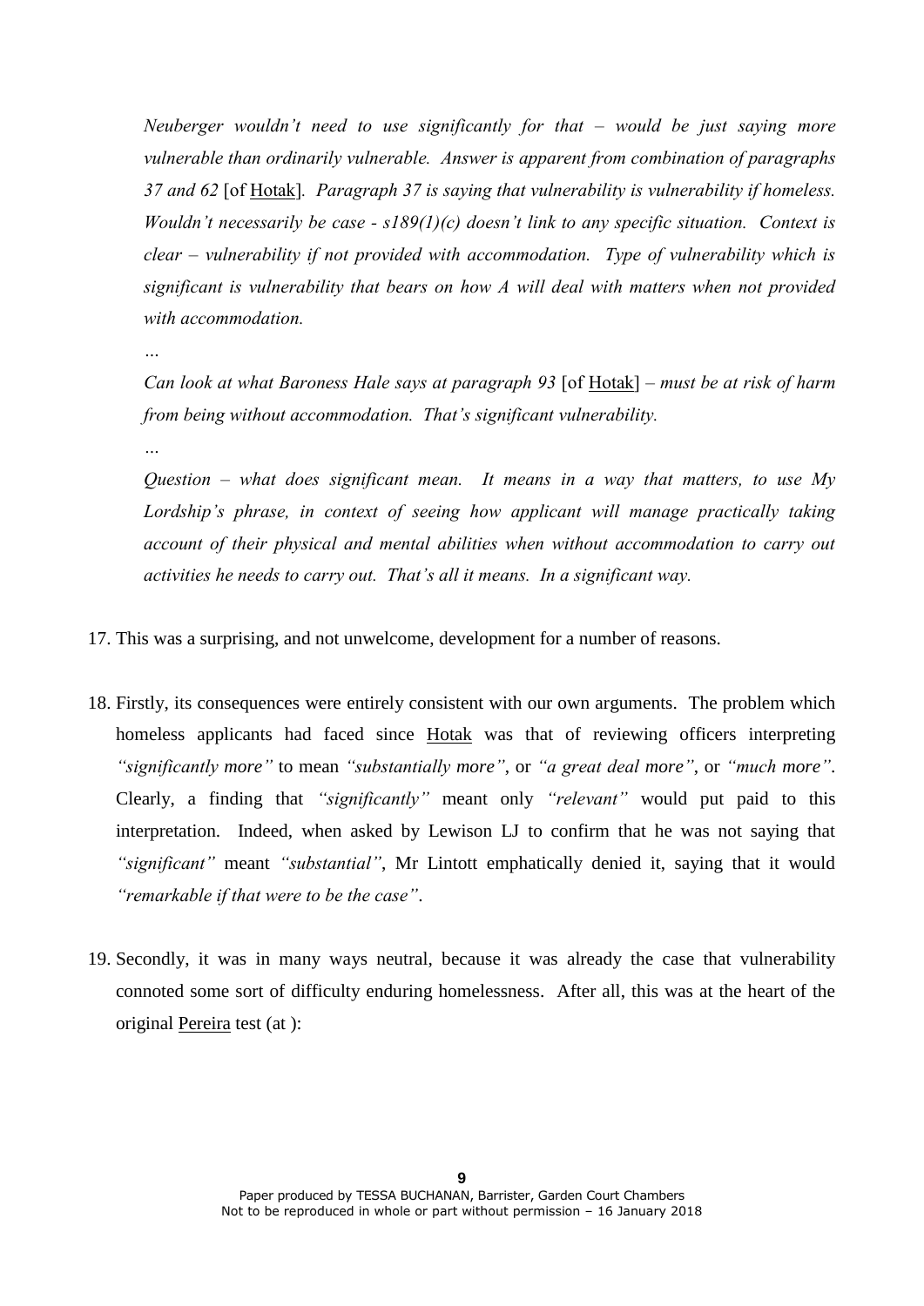*Neuberger wouldn't need to use significantly for that – would be just saying more vulnerable than ordinarily vulnerable. Answer is apparent from combination of paragraphs 37 and 62* [of Hotak]*. Paragraph 37 is saying that vulnerability is vulnerability if homeless. Wouldn't necessarily be case - s189(1)(c) doesn't link to any specific situation. Context is clear – vulnerability if not provided with accommodation. Type of vulnerability which is significant is vulnerability that bears on how A will deal with matters when not provided with accommodation.*

*…*

*Can look at what Baroness Hale says at paragraph 93* [of Hotak] *– must be at risk of harm from being without accommodation. That's significant vulnerability.*

*…*

*Question – what does significant mean. It means in a way that matters, to use My Lordship's phrase, in context of seeing how applicant will manage practically taking account of their physical and mental abilities when without accommodation to carry out activities he needs to carry out. That's all it means. In a significant way.*

17. This was a surprising, and not unwelcome, development for a number of reasons.

18. Firstly, its consequences were entirely consistent with our own arguments. The problem which homeless applicants had faced since Hotak was that of reviewing officers interpreting *"significantly more"* to mean *"substantially more"*, or *"a great deal more"*, or *"much more"*. Clearly, a finding that *"significantly"* meant only *"relevant"* would put paid to this interpretation. Indeed, when asked by Lewison LJ to confirm that he was not saying that *"significant"* meant *"substantial"*, Mr Lintott emphatically denied it, saying that it would *"remarkable if that were to be the case"*.

19. Secondly, it was in many ways neutral, because it was already the case that vulnerability connoted some sort of difficulty enduring homelessness. After all, this was at the heart of the original Pereira test (at ):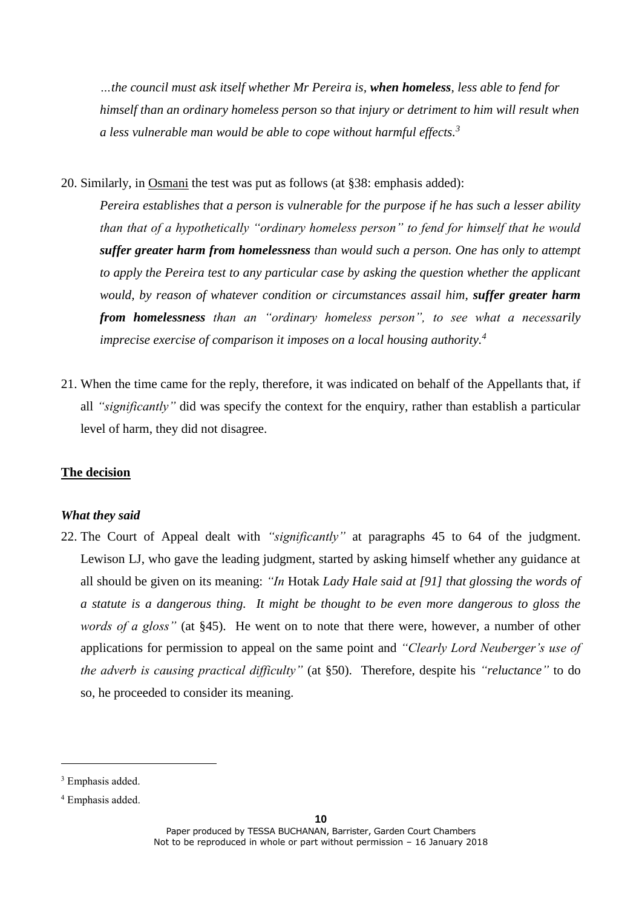*…the council must ask itself whether Mr Pereira is, **when homeless**, less able to fend for himself than an ordinary homeless person so that injury or detriment to him will result when a less vulnerable man would be able to cope without harmful effects.*[3]

20. Similarly, in Osmani the test was put as follows (at §38: emphasis added):

    *Pereira establishes that a person is vulnerable for the purpose if he has such a lesser ability than that of a hypothetically "ordinary homeless person" to fend for himself that he would **suffer greater harm from homelessness** than would such a person. One has only to attempt to apply the Pereira test to any particular case by asking the question whether the applicant would, by reason of whatever condition or circumstances assail him, **suffer greater harm from homelessness** than an "ordinary homeless person", to see what a necessarily imprecise exercise of comparison it imposes on a local housing authority.*[4]

21. When the time came for the reply, therefore, it was indicated on behalf of the Appellants that, if all *"significantly"* did was specify the context for the enquiry, rather than establish a particular level of harm, they did not disagree.

## The decision

### *What they said*

22. The Court of Appeal dealt with *"significantly"* at paragraphs 45 to 64 of the judgment. Lewison LJ, who gave the leading judgment, started by asking himself whether any guidance at all should be given on its meaning: *"In* Hotak *Lady Hale said at [91] that glossing the words of a statute is a dangerous thing. It might be thought to be even more dangerous to gloss the words of a gloss"* (at §45). He went on to note that there were, however, a number of other applications for permission to appeal on the same point and *"Clearly Lord Neuberger's use of the adverb is causing practical difficulty"* (at §50). Therefore, despite his *"reluctance"* to do so, he proceeded to consider its meaning.

---

[3] Emphasis added.

[4] Emphasis added.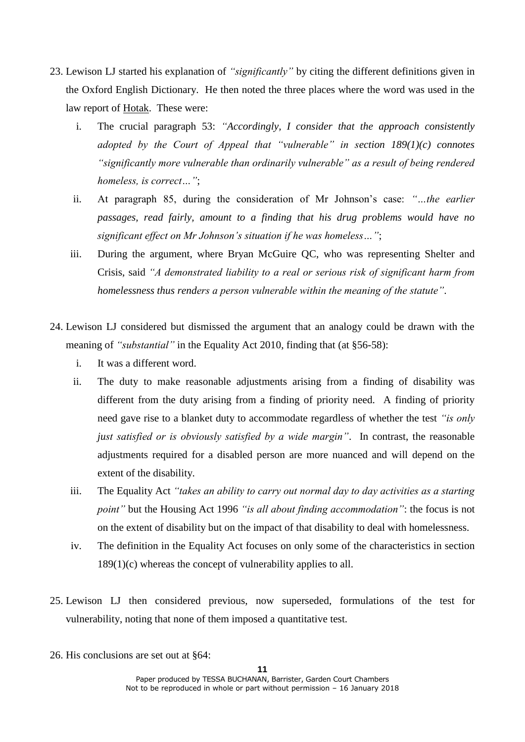23. Lewison LJ started his explanation of *"significantly"* by citing the different definitions given in the Oxford English Dictionary. He then noted the three places where the word was used in the law report of Hotak. These were:

    i. The crucial paragraph 53: *"Accordingly, I consider that the approach consistently adopted by the Court of Appeal that "vulnerable" in section 189(1)(c) connotes "significantly more vulnerable than ordinarily vulnerable" as a result of being rendered homeless, is correct…"*;

    ii. At paragraph 85, during the consideration of Mr Johnson's case: *"…the earlier passages, read fairly, amount to a finding that his drug problems would have no significant effect on Mr Johnson's situation if he was homeless…"*;

    iii. During the argument, where Bryan McGuire QC, who was representing Shelter and Crisis, said *"A demonstrated liability to a real or serious risk of significant harm from homelessness thus renders a person vulnerable within the meaning of the statute"*.

24. Lewison LJ considered but dismissed the argument that an analogy could be drawn with the meaning of *"substantial"* in the Equality Act 2010, finding that (at §56-58):

    i. It was a different word.

    ii. The duty to make reasonable adjustments arising from a finding of disability was different from the duty arising from a finding of priority need. A finding of priority need gave rise to a blanket duty to accommodate regardless of whether the test *"is only just satisfied or is obviously satisfied by a wide margin"*. In contrast, the reasonable adjustments required for a disabled person are more nuanced and will depend on the extent of the disability.

    iii. The Equality Act *"takes an ability to carry out normal day to day activities as a starting point"* but the Housing Act 1996 *"is all about finding accommodation"*: the focus is not on the extent of disability but on the impact of that disability to deal with homelessness.

    iv. The definition in the Equality Act focuses on only some of the characteristics in section 189(1)(c) whereas the concept of vulnerability applies to all.

25. Lewison LJ then considered previous, now superseded, formulations of the test for vulnerability, noting that none of them imposed a quantitative test.

26. His conclusions are set out at §64: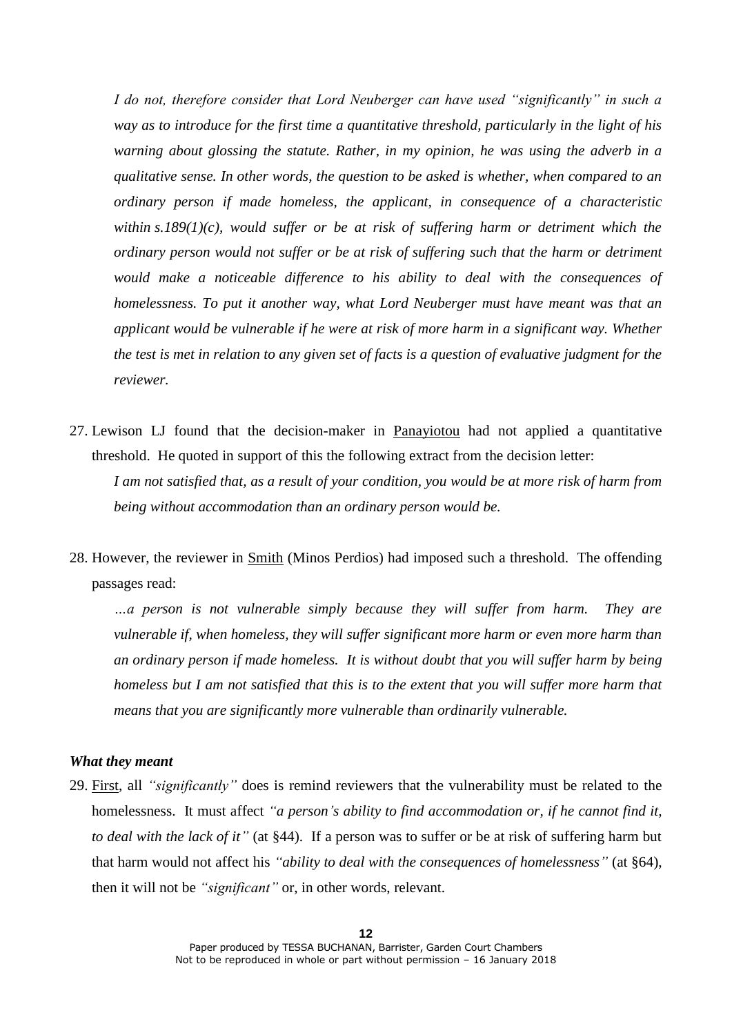*I do not, therefore consider that Lord Neuberger can have used "significantly" in such a way as to introduce for the first time a quantitative threshold, particularly in the light of his warning about glossing the statute. Rather, in my opinion, he was using the adverb in a qualitative sense. In other words, the question to be asked is whether, when compared to an ordinary person if made homeless, the applicant, in consequence of a characteristic within s.189(1)(c), would suffer or be at risk of suffering harm or detriment which the ordinary person would not suffer or be at risk of suffering such that the harm or detriment would make a noticeable difference to his ability to deal with the consequences of homelessness. To put it another way, what Lord Neuberger must have meant was that an applicant would be vulnerable if he were at risk of more harm in a significant way. Whether the test is met in relation to any given set of facts is a question of evaluative judgment for the reviewer.*

27. Lewison LJ found that the decision-maker in Panayiotou had not applied a quantitative threshold. He quoted in support of this the following extract from the decision letter:

    *I am not satisfied that, as a result of your condition, you would be at more risk of harm from being without accommodation than an ordinary person would be.*

28. However, the reviewer in Smith (Minos Perdios) had imposed such a threshold. The offending passages read:

    *…a person is not vulnerable simply because they will suffer from harm. They are vulnerable if, when homeless, they will suffer significant more harm or even more harm than an ordinary person if made homeless. It is without doubt that you will suffer harm by being homeless but I am not satisfied that this is to the extent that you will suffer more harm that means that you are significantly more vulnerable than ordinarily vulnerable.*

### *What they meant*

29. First, all *"significantly"* does is remind reviewers that the vulnerability must be related to the homelessness. It must affect *"a person's ability to find accommodation or, if he cannot find it, to deal with the lack of it"* (at §44). If a person was to suffer or be at risk of suffering harm but that harm would not affect his *"ability to deal with the consequences of homelessness"* (at §64), then it will not be *"significant"* or, in other words, relevant.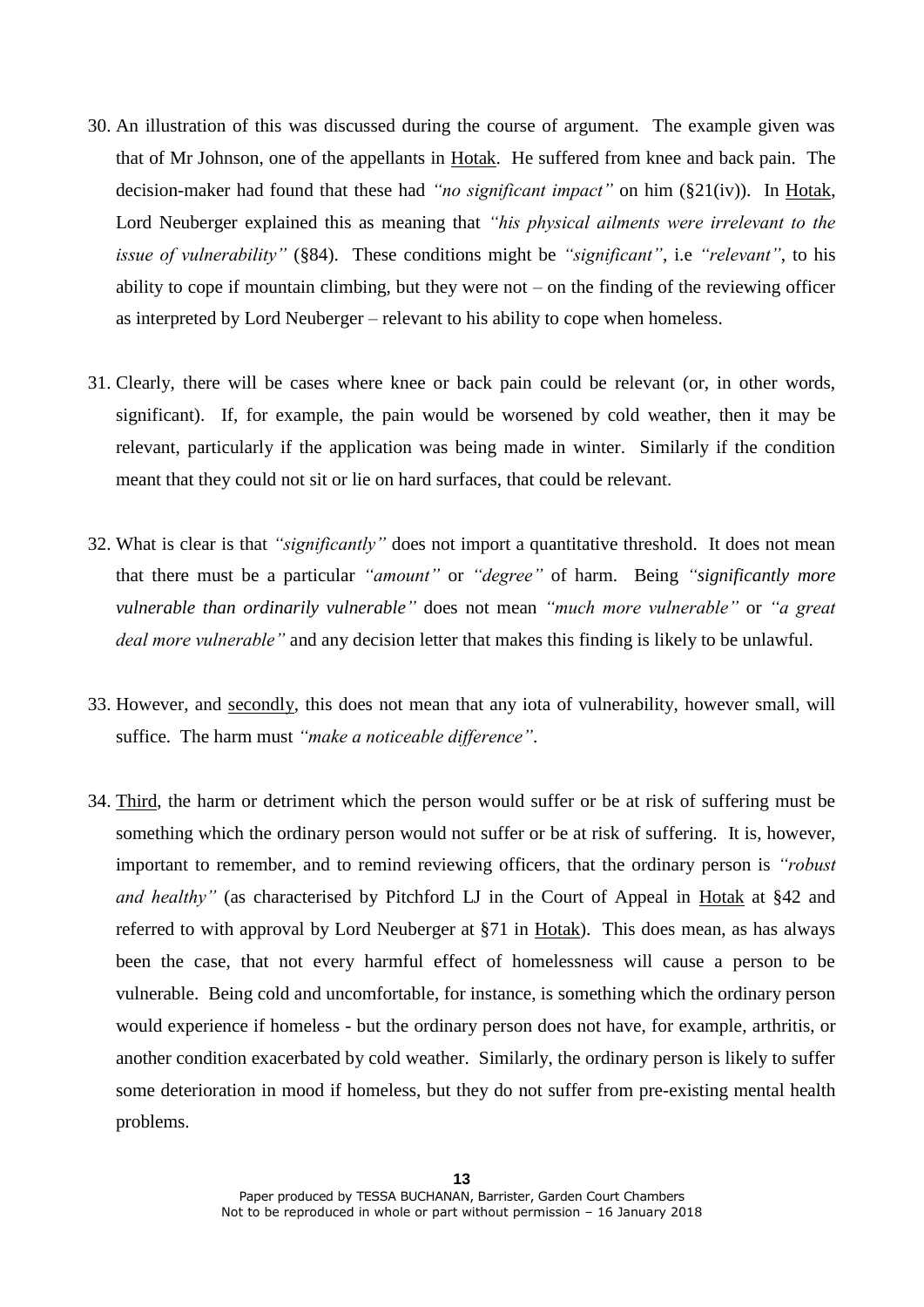30. An illustration of this was discussed during the course of argument. The example given was that of Mr Johnson, one of the appellants in Hotak. He suffered from knee and back pain. The decision-maker had found that these had *"no significant impact"* on him (§21(iv)). In Hotak, Lord Neuberger explained this as meaning that *"his physical ailments were irrelevant to the issue of vulnerability"* (§84). These conditions might be *"significant"*, i.e *"relevant"*, to his ability to cope if mountain climbing, but they were not – on the finding of the reviewing officer as interpreted by Lord Neuberger – relevant to his ability to cope when homeless.

31. Clearly, there will be cases where knee or back pain could be relevant (or, in other words, significant). If, for example, the pain would be worsened by cold weather, then it may be relevant, particularly if the application was being made in winter. Similarly if the condition meant that they could not sit or lie on hard surfaces, that could be relevant.

32. What is clear is that *"significantly"* does not import a quantitative threshold. It does not mean that there must be a particular *"amount"* or *"degree"* of harm. Being *"significantly more vulnerable than ordinarily vulnerable"* does not mean *"much more vulnerable"* or *"a great deal more vulnerable"* and any decision letter that makes this finding is likely to be unlawful.

33. However, and secondly, this does not mean that any iota of vulnerability, however small, will suffice. The harm must *"make a noticeable difference"*.

34. Third, the harm or detriment which the person would suffer or be at risk of suffering must be something which the ordinary person would not suffer or be at risk of suffering. It is, however, important to remember, and to remind reviewing officers, that the ordinary person is *"robust and healthy"* (as characterised by Pitchford LJ in the Court of Appeal in Hotak at §42 and referred to with approval by Lord Neuberger at §71 in Hotak). This does mean, as has always been the case, that not every harmful effect of homelessness will cause a person to be vulnerable. Being cold and uncomfortable, for instance, is something which the ordinary person would experience if homeless - but the ordinary person does not have, for example, arthritis, or another condition exacerbated by cold weather. Similarly, the ordinary person is likely to suffer some deterioration in mood if homeless, but they do not suffer from pre-existing mental health problems.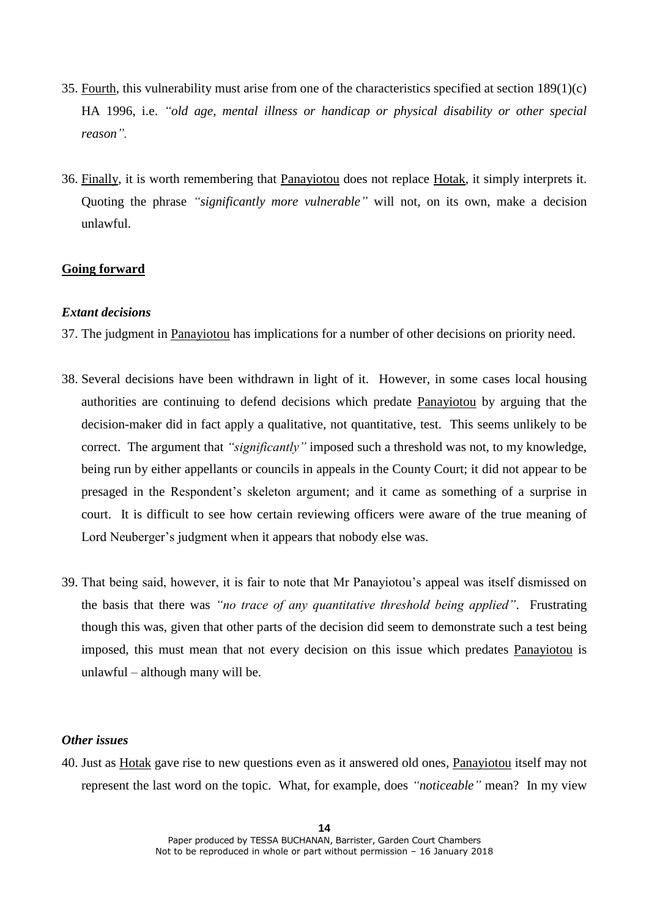35. Fourth, this vulnerability must arise from one of the characteristics specified at section 189(1)(c) HA 1996, i.e. *"old age, mental illness or handicap or physical disability or other special reason".*

36. Finally, it is worth remembering that Panayiotou does not replace Hotak, it simply interprets it. Quoting the phrase *"significantly more vulnerable"* will not, on its own, make a decision unlawful.

## Going forward

### *Extant decisions*

37. The judgment in Panayiotou has implications for a number of other decisions on priority need.

38. Several decisions have been withdrawn in light of it. However, in some cases local housing authorities are continuing to defend decisions which predate Panayiotou by arguing that the decision-maker did in fact apply a qualitative, not quantitative, test. This seems unlikely to be correct. The argument that *"significantly"* imposed such a threshold was not, to my knowledge, being run by either appellants or councils in appeals in the County Court; it did not appear to be presaged in the Respondent's skeleton argument; and it came as something of a surprise in court. It is difficult to see how certain reviewing officers were aware of the true meaning of Lord Neuberger's judgment when it appears that nobody else was.

39. That being said, however, it is fair to note that Mr Panayiotou's appeal was itself dismissed on the basis that there was *"no trace of any quantitative threshold being applied"*. Frustrating though this was, given that other parts of the decision did seem to demonstrate such a test being imposed, this must mean that not every decision on this issue which predates Panayiotou is unlawful – although many will be.

### *Other issues*

40. Just as Hotak gave rise to new questions even as it answered old ones, Panayiotou itself may not represent the last word on the topic. What, for example, does *"noticeable"* mean? In my view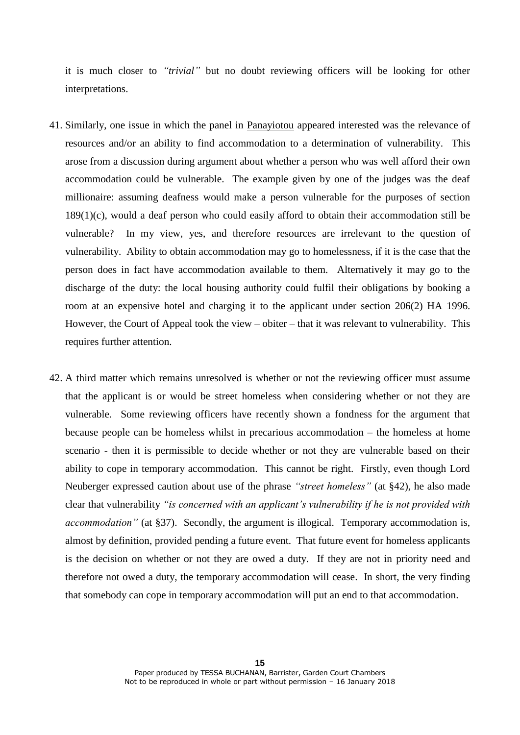it is much closer to *"trivial"* but no doubt reviewing officers will be looking for other interpretations.

41. Similarly, one issue in which the panel in Panayiotou appeared interested was the relevance of resources and/or an ability to find accommodation to a determination of vulnerability. This arose from a discussion during argument about whether a person who was well afford their own accommodation could be vulnerable. The example given by one of the judges was the deaf millionaire: assuming deafness would make a person vulnerable for the purposes of section 189(1)(c), would a deaf person who could easily afford to obtain their accommodation still be vulnerable? In my view, yes, and therefore resources are irrelevant to the question of vulnerability. Ability to obtain accommodation may go to homelessness, if it is the case that the person does in fact have accommodation available to them. Alternatively it may go to the discharge of the duty: the local housing authority could fulfil their obligations by booking a room at an expensive hotel and charging it to the applicant under section 206(2) HA 1996. However, the Court of Appeal took the view – obiter – that it was relevant to vulnerability. This requires further attention.

42. A third matter which remains unresolved is whether or not the reviewing officer must assume that the applicant is or would be street homeless when considering whether or not they are vulnerable. Some reviewing officers have recently shown a fondness for the argument that because people can be homeless whilst in precarious accommodation – the homeless at home scenario - then it is permissible to decide whether or not they are vulnerable based on their ability to cope in temporary accommodation. This cannot be right. Firstly, even though Lord Neuberger expressed caution about use of the phrase *"street homeless"* (at §42), he also made clear that vulnerability *"is concerned with an applicant's vulnerability if he is not provided with accommodation"* (at §37). Secondly, the argument is illogical. Temporary accommodation is, almost by definition, provided pending a future event. That future event for homeless applicants is the decision on whether or not they are owed a duty. If they are not in priority need and therefore not owed a duty, the temporary accommodation will cease. In short, the very finding that somebody can cope in temporary accommodation will put an end to that accommodation.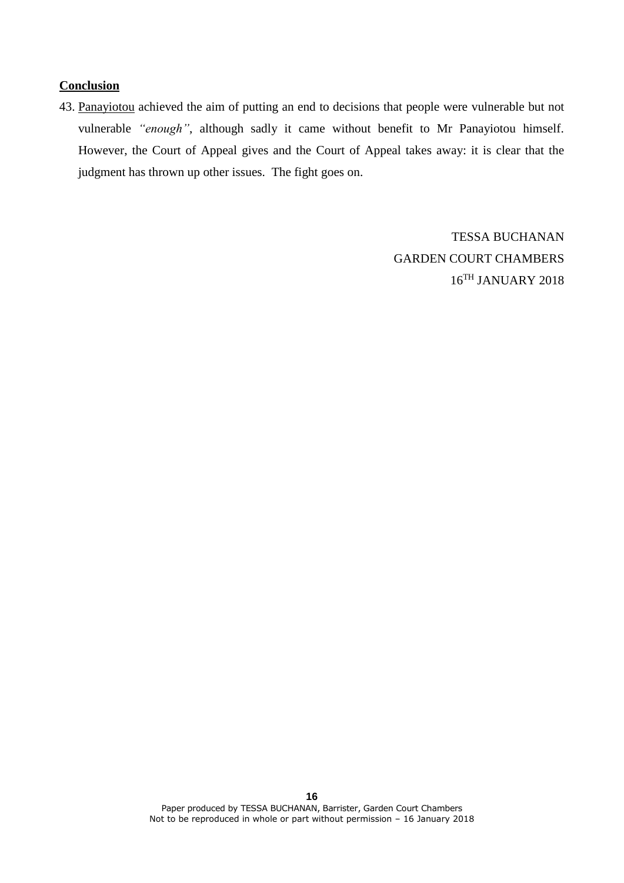**Conclusion**

43. Panayiotou achieved the aim of putting an end to decisions that people were vulnerable but not vulnerable *"enough"*, although sadly it came without benefit to Mr Panayiotou himself. However, the Court of Appeal gives and the Court of Appeal takes away: it is clear that the judgment has thrown up other issues. The fight goes on.

TESSA BUCHANAN
GARDEN COURT CHAMBERS
16TH JANUARY 2018